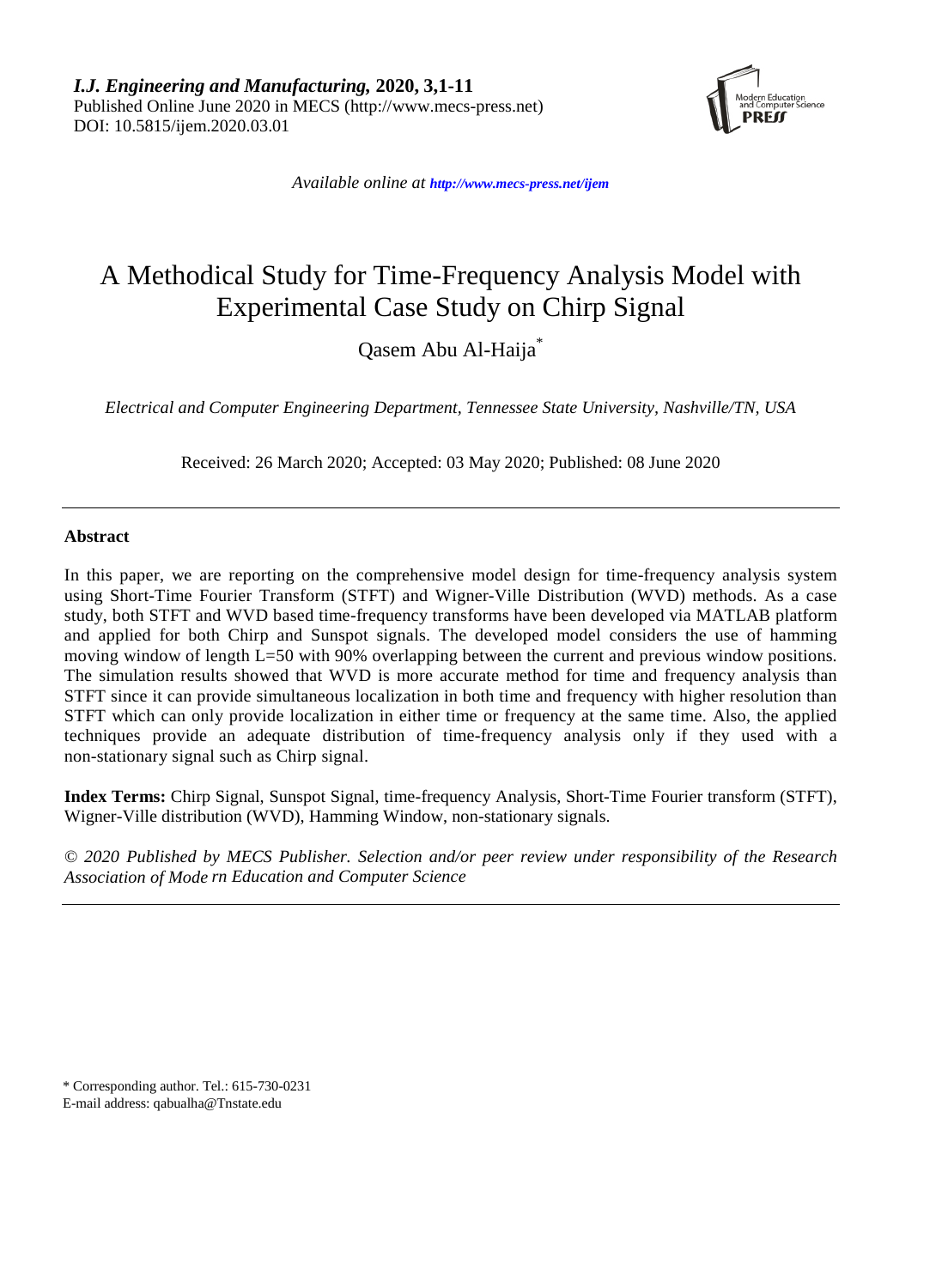*I.J. Engineering and Manufacturing,* **2020, 3,1-11**
Published Online June 2020 in MECS (http://www.mecs-press.net)
DOI: 10.5815/ijem.2020.03.01

*Available online at http://www.mecs-press.net/ijem*

# A Methodical Study for Time-Frequency Analysis Model with Experimental Case Study on Chirp Signal

Qasem Abu Al-Haija[*]

*Electrical and Computer Engineering Department, Tennessee State University, Nashville/TN, USA*

Received: 26 March 2020; Accepted: 03 May 2020; Published: 08 June 2020

---

## Abstract

In this paper, we are reporting on the comprehensive model design for time-frequency analysis system using Short-Time Fourier Transform (STFT) and Wigner-Ville Distribution (WVD) methods. As a case study, both STFT and WVD based time-frequency transforms have been developed via MATLAB platform and applied for both Chirp and Sunspot signals. The developed model considers the use of hamming moving window of length L=50 with 90% overlapping between the current and previous window positions. The simulation results showed that WVD is more accurate method for time and frequency analysis than STFT since it can provide simultaneous localization in both time and frequency with higher resolution than STFT which can only provide localization in either time or frequency at the same time. Also, the applied techniques provide an adequate distribution of time-frequency analysis only if they used with a non-stationary signal such as Chirp signal.

**Index Terms:** Chirp Signal, Sunspot Signal, time-frequency Analysis, Short-Time Fourier transform (STFT), Wigner-Ville distribution (WVD), Hamming Window, non-stationary signals.

*© 2020 Published by MECS Publisher. Selection and/or peer review under responsibility of the Research Association of Modern Education and Computer Science*

---

[*] Corresponding author. Tel.: 615-730-0231
E-mail address: qabualha@Tnstate.edu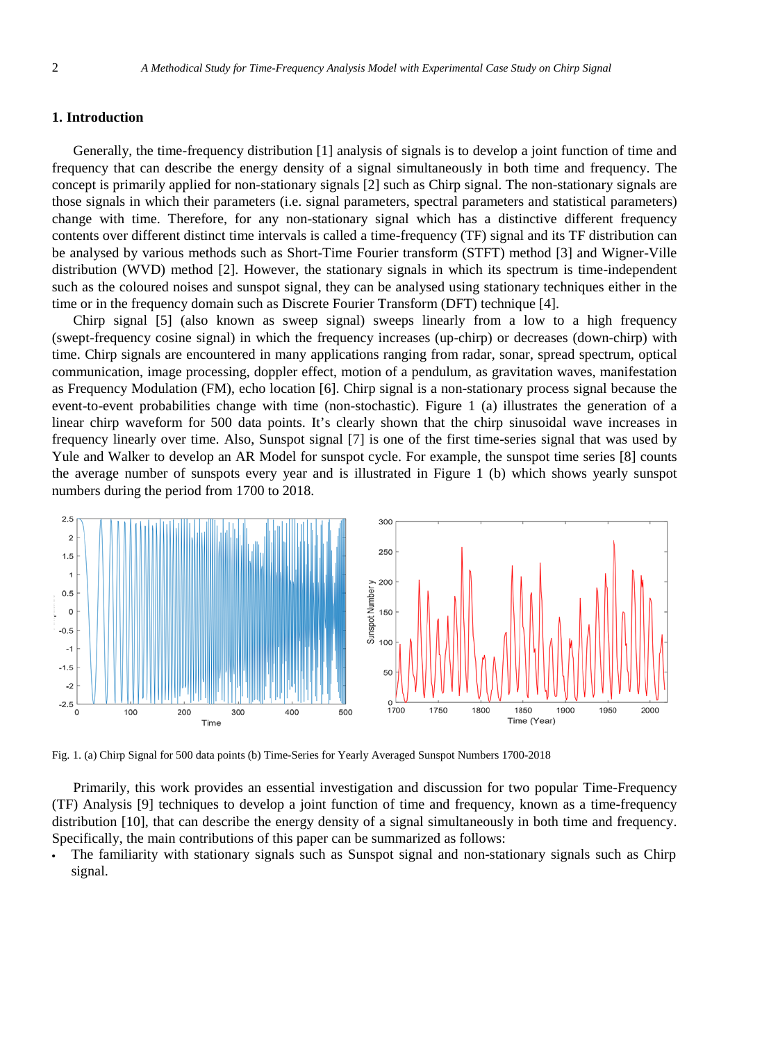## 1. Introduction

Generally, the time-frequency distribution [1] analysis of signals is to develop a joint function of time and frequency that can describe the energy density of a signal simultaneously in both time and frequency. The concept is primarily applied for non-stationary signals [2] such as Chirp signal. The non-stationary signals are those signals in which their parameters (i.e. signal parameters, spectral parameters and statistical parameters) change with time. Therefore, for any non-stationary signal which has a distinctive different frequency contents over different distinct time intervals is called a time-frequency (TF) signal and its TF distribution can be analysed by various methods such as Short-Time Fourier transform (STFT) method [3] and Wigner-Ville distribution (WVD) method [2]. However, the stationary signals in which its spectrum is time-independent such as the coloured noises and sunspot signal, they can be analysed using stationary techniques either in the time or in the frequency domain such as Discrete Fourier Transform (DFT) technique [4].

Chirp signal [5] (also known as sweep signal) sweeps linearly from a low to a high frequency (swept-frequency cosine signal) in which the frequency increases (up-chirp) or decreases (down-chirp) with time. Chirp signals are encountered in many applications ranging from radar, sonar, spread spectrum, optical communication, image processing, doppler effect, motion of a pendulum, as gravitation waves, manifestation as Frequency Modulation (FM), echo location [6]. Chirp signal is a non-stationary process signal because the event-to-event probabilities change with time (non-stochastic). Figure 1 (a) illustrates the generation of a linear chirp waveform for 500 data points. It's clearly shown that the chirp sinusoidal wave increases in frequency linearly over time. Also, Sunspot signal [7] is one of the first time-series signal that was used by Yule and Walker to develop an AR Model for sunspot cycle. For example, the sunspot time series [8] counts the average number of sunspots every year and is illustrated in Figure 1 (b) which shows yearly sunspot numbers during the period from 1700 to 2018.

Fig. 1. (a) Chirp Signal for 500 data points (b) Time-Series for Yearly Averaged Sunspot Numbers 1700-2018

Primarily, this work provides an essential investigation and discussion for two popular Time-Frequency (TF) Analysis [9] techniques to develop a joint function of time and frequency, known as a time-frequency distribution [10], that can describe the energy density of a signal simultaneously in both time and frequency. Specifically, the main contributions of this paper can be summarized as follows:

- The familiarity with stationary signals such as Sunspot signal and non-stationary signals such as Chirp signal.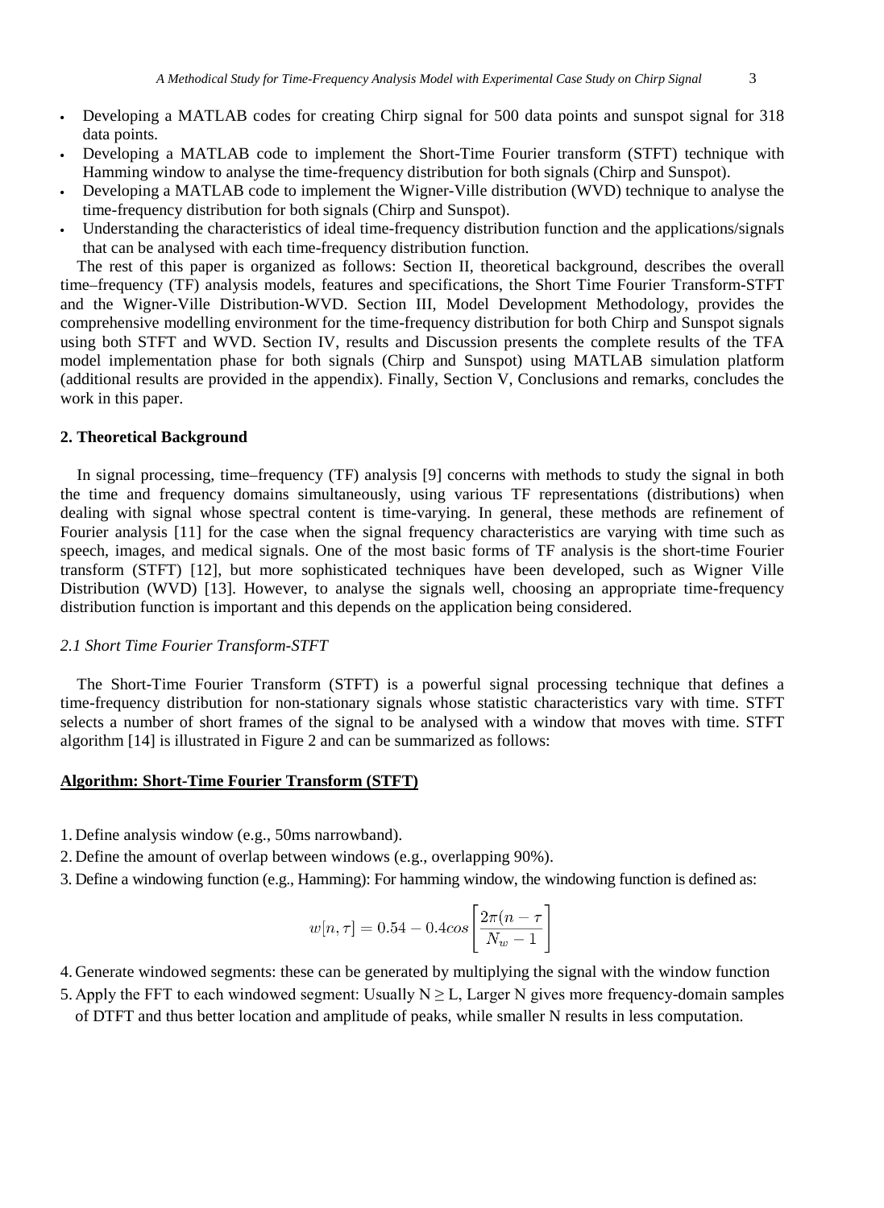- Developing a MATLAB codes for creating Chirp signal for 500 data points and sunspot signal for 318 data points.
- Developing a MATLAB code to implement the Short-Time Fourier transform (STFT) technique with Hamming window to analyse the time-frequency distribution for both signals (Chirp and Sunspot).
- Developing a MATLAB code to implement the Wigner-Ville distribution (WVD) technique to analyse the time-frequency distribution for both signals (Chirp and Sunspot).
- Understanding the characteristics of ideal time-frequency distribution function and the applications/signals that can be analysed with each time-frequency distribution function.

The rest of this paper is organized as follows: Section II, theoretical background, describes the overall time–frequency (TF) analysis models, features and specifications, the Short Time Fourier Transform-STFT and the Wigner-Ville Distribution-WVD. Section III, Model Development Methodology, provides the comprehensive modelling environment for the time-frequency distribution for both Chirp and Sunspot signals using both STFT and WVD. Section IV, results and Discussion presents the complete results of the TFA model implementation phase for both signals (Chirp and Sunspot) using MATLAB simulation platform (additional results are provided in the appendix). Finally, Section V, Conclusions and remarks, concludes the work in this paper.

## 2. Theoretical Background

In signal processing, time–frequency (TF) analysis [9] concerns with methods to study the signal in both the time and frequency domains simultaneously, using various TF representations (distributions) when dealing with signal whose spectral content is time-varying. In general, these methods are refinement of Fourier analysis [11] for the case when the signal frequency characteristics are varying with time such as speech, images, and medical signals. One of the most basic forms of TF analysis is the short-time Fourier transform (STFT) [12], but more sophisticated techniques have been developed, such as Wigner Ville Distribution (WVD) [13]. However, to analyse the signals well, choosing an appropriate time-frequency distribution function is important and this depends on the application being considered.

### *2.1 Short Time Fourier Transform-STFT*

The Short-Time Fourier Transform (STFT) is a powerful signal processing technique that defines a time-frequency distribution for non-stationary signals whose statistic characteristics vary with time. STFT selects a number of short frames of the signal to be analysed with a window that moves with time. STFT algorithm [14] is illustrated in Figure 2 and can be summarized as follows:

**Algorithm: Short-Time Fourier Transform (STFT)**

1. Define analysis window (e.g., 50ms narrowband).
2. Define the amount of overlap between windows (e.g., overlapping 90%).
3. Define a windowing function (e.g., Hamming): For hamming window, the windowing function is defined as:

$$w[n,\tau] = 0.54 - 0.4cos\left[\frac{2\pi(n-\tau}{N_w - 1}\right]$$

4. Generate windowed segments: these can be generated by multiplying the signal with the window function
5. Apply the FFT to each windowed segment: Usually $N \geq L$, Larger N gives more frequency-domain samples of DTFT and thus better location and amplitude of peaks, while smaller N results in less computation.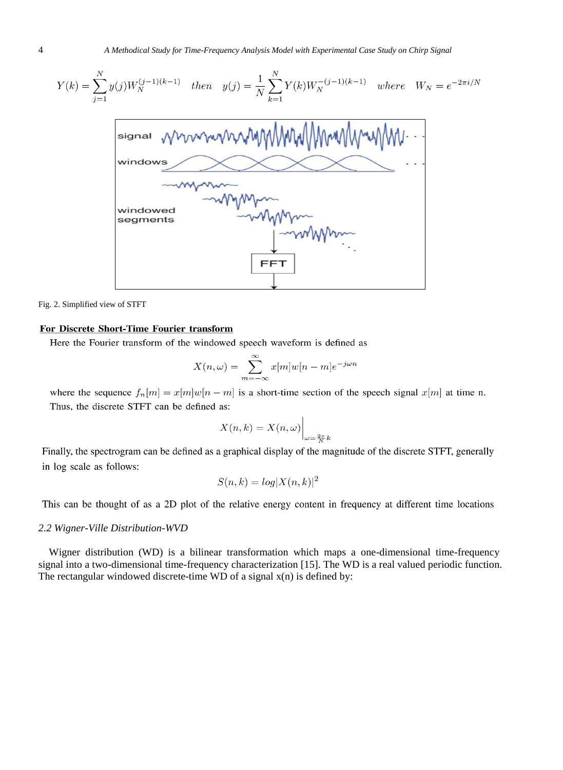$$Y(k) = \sum_{j=1}^{N} y(j) W_N^{(j-1)(k-1)} \quad then \quad y(j) = \frac{1}{N} \sum_{k=1}^{N} Y(k) W_N^{-(j-1)(k-1)} \quad where \quad W_N = e^{-2\pi i/N}$$

Fig. 2. Simplified view of STFT

**For Discrete Short-Time Fourier transform**

Here the Fourier transform of the windowed speech waveform is defined as

$$X(n,\omega) = \sum_{m=-\infty}^{\infty} x[m] w[n-m] e^{-j\omega n}$$

where the sequence $f_n[m] = x[m]w[n-m]$ is a short-time section of the speech signal $x[m]$ at time n. Thus, the discrete STFT can be defined as:

$$X(n,k) = X(n,\omega)\Big|_{\omega=\frac{2\pi}{N}k}$$

Finally, the spectrogram can be defined as a graphical display of the magnitude of the discrete STFT, generally in log scale as follows:

$$S(n,k) = log|X(n,k)|^2$$

This can be thought of as a 2D plot of the relative energy content in frequency at different time locations

## *2.2 Wigner-Ville Distribution-WVD*

Wigner distribution (WD) is a bilinear transformation which maps a one-dimensional time-frequency signal into a two-dimensional time-frequency characterization [15]. The WD is a real valued periodic function. The rectangular windowed discrete-time WD of a signal x(n) is defined by: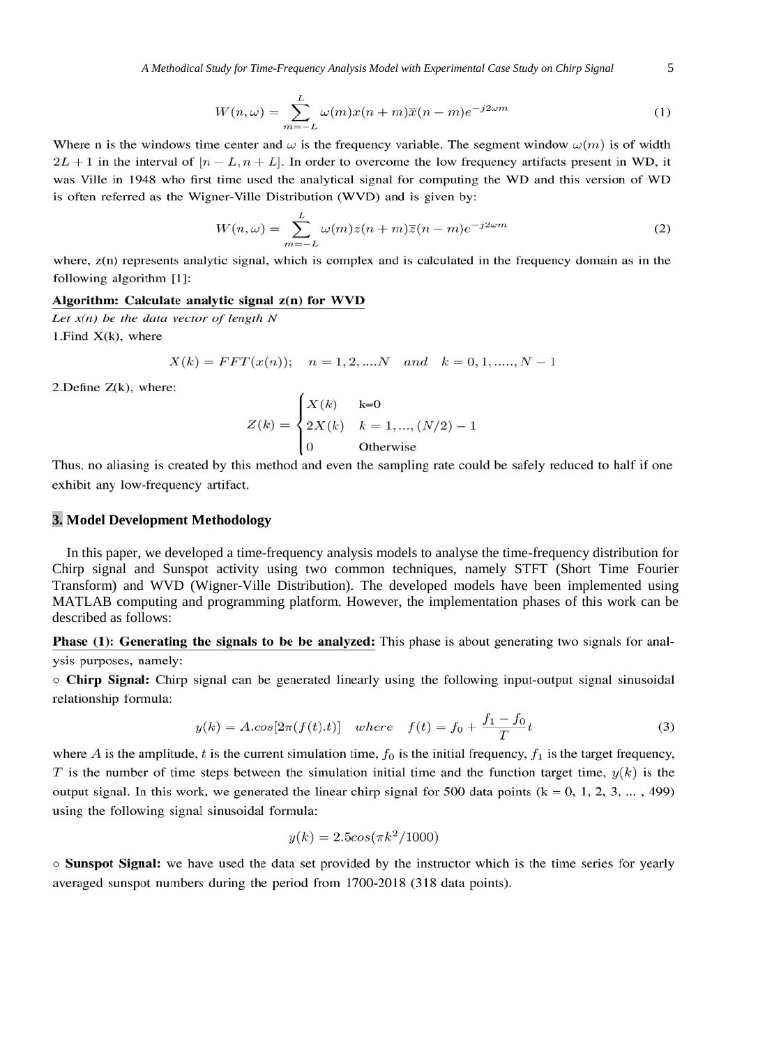$$W(n, \omega) = \sum_{m=-L}^{L} \omega(m) x(n+m) \overline{x}(n-m) e^{-j2\omega m} \tag{1}$$

Where n is the windows time center and $\omega$ is the frequency variable. The segment window $\omega(m)$ is of width $2L+1$ in the interval of $[n-L, n+L]$. In order to overcome the low frequency artifacts present in WD, it was Ville in 1948 who first time used the analytical signal for computing the WD and this version of WD is often referred as the Wigner-Ville Distribution (WVD) and is given by:

$$W(n, \omega) = \sum_{m=-L}^{L} \omega(m) z(n+m) \overline{z}(n-m) e^{-j2\omega m} \tag{2}$$

where, z(n) represents analytic signal, which is complex and is calculated in the frequency domain as in the following algorithm [1]:

**Algorithm: Calculate analytic signal z(n) for WVD**

*Let x(n) be the data vector of length N*

1.Find X(k), where

$$X(k) = FFT(x(n)); \quad n = 1, 2, ....N \quad and \quad k = 0, 1, ....., N-1$$

2.Define Z(k), where:

$$Z(k) = \begin{cases} X(k) & \text{k=0} \\ 2X(k) & k = 1, ..., (N/2) - 1 \\ 0 & \text{Otherwise} \end{cases}$$

Thus, no aliasing is created by this method and even the sampling rate could be safely reduced to half if one exhibit any low-frequency artifact.

## 3. Model Development Methodology

In this paper, we developed a time-frequency analysis models to analyse the time-frequency distribution for Chirp signal and Sunspot activity using two common techniques, namely STFT (Short Time Fourier Transform) and WVD (Wigner-Ville Distribution). The developed models have been implemented using MATLAB computing and programming platform. However, the implementation phases of this work can be described as follows:

**Phase (1): Generating the signals to be be analyzed:** This phase is about generating two signals for analysis purposes, namely:

◦ **Chirp Signal:** Chirp signal can be generated linearly using the following input-output signal sinusoidal relationship formula:

$$y(k) = A.cos[2\pi(f(t).t)] \quad where \quad f(t) = f_0 + \frac{f_1 - f_0}{T} t \tag{3}$$

where $A$ is the amplitude, $t$ is the current simulation time, $f_0$ is the initial frequency, $f_1$ is the target frequency, $T$ is the number of time steps between the simulation initial time and the function target time, $y(k)$ is the output signal. In this work, we generated the linear chirp signal for 500 data points (k = 0, 1, 2, 3, ... , 499) using the following signal sinusoidal formula:

$$y(k) = 2.5cos(\pi k^2/1000)$$

◦ **Sunspot Signal:** we have used the data set provided by the instructor which is the time series for yearly averaged sunspot numbers during the period from 1700-2018 (318 data points).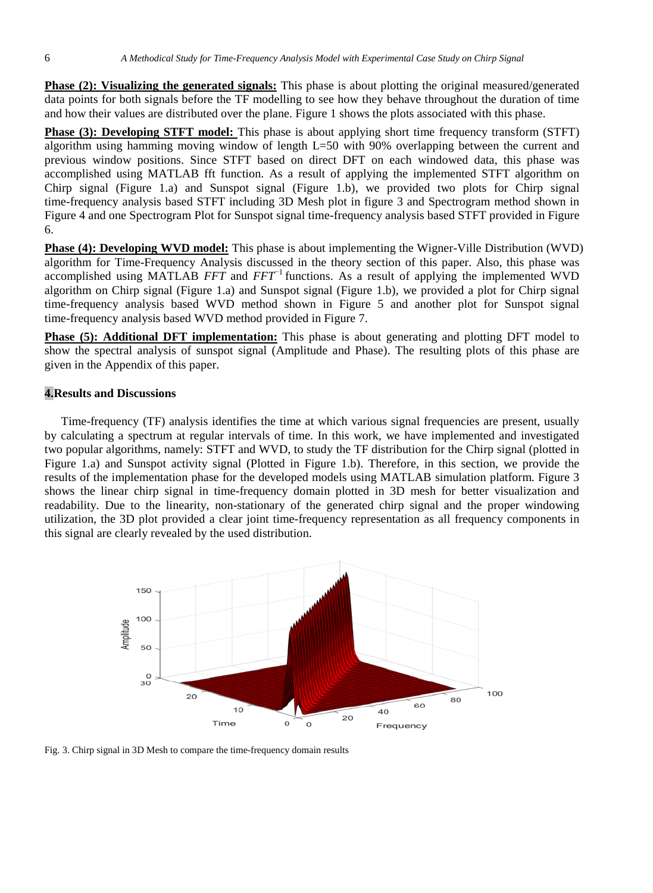**Phase (2): Visualizing the generated signals:** This phase is about plotting the original measured/generated data points for both signals before the TF modelling to see how they behave throughout the duration of time and how their values are distributed over the plane. Figure 1 shows the plots associated with this phase.

**Phase (3): Developing STFT model:** This phase is about applying short time frequency transform (STFT) algorithm using hamming moving window of length L=50 with 90% overlapping between the current and previous window positions. Since STFT based on direct DFT on each windowed data, this phase was accomplished using MATLAB fft function. As a result of applying the implemented STFT algorithm on Chirp signal (Figure 1.a) and Sunspot signal (Figure 1.b), we provided two plots for Chirp signal time-frequency analysis based STFT including 3D Mesh plot in figure 3 and Spectrogram method shown in Figure 4 and one Spectrogram Plot for Sunspot signal time-frequency analysis based STFT provided in Figure 6.

**Phase (4): Developing WVD model:** This phase is about implementing the Wigner-Ville Distribution (WVD) algorithm for Time-Frequency Analysis discussed in the theory section of this paper. Also, this phase was accomplished using MATLAB *FFT* and $FFT^{-1}$ functions. As a result of applying the implemented WVD algorithm on Chirp signal (Figure 1.a) and Sunspot signal (Figure 1.b), we provided a plot for Chirp signal time-frequency analysis based WVD method shown in Figure 5 and another plot for Sunspot signal time-frequency analysis based WVD method provided in Figure 7.

**Phase (5): Additional DFT implementation:** This phase is about generating and plotting DFT model to show the spectral analysis of sunspot signal (Amplitude and Phase). The resulting plots of this phase are given in the Appendix of this paper.

## 4.Results and Discussions

Time-frequency (TF) analysis identifies the time at which various signal frequencies are present, usually by calculating a spectrum at regular intervals of time. In this work, we have implemented and investigated two popular algorithms, namely: STFT and WVD, to study the TF distribution for the Chirp signal (plotted in Figure 1.a) and Sunspot activity signal (Plotted in Figure 1.b). Therefore, in this section, we provide the results of the implementation phase for the developed models using MATLAB simulation platform. Figure 3 shows the linear chirp signal in time-frequency domain plotted in 3D mesh for better visualization and readability. Due to the linearity, non-stationary of the generated chirp signal and the proper windowing utilization, the 3D plot provided a clear joint time-frequency representation as all frequency components in this signal are clearly revealed by the used distribution.

Fig. 3. Chirp signal in 3D Mesh to compare the time-frequency domain results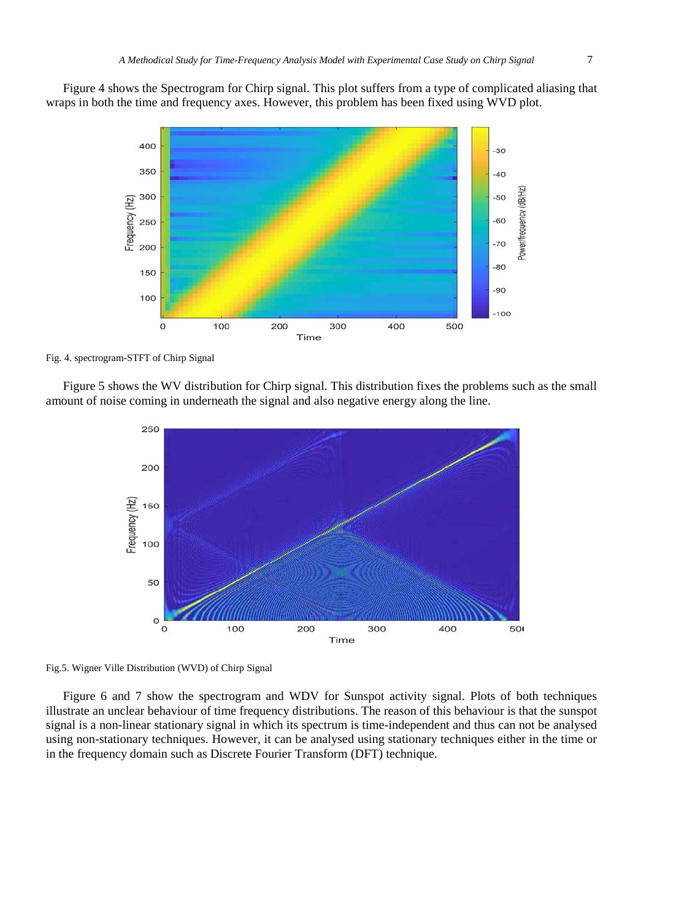Figure 4 shows the Spectrogram for Chirp signal. This plot suffers from a type of complicated aliasing that wraps in both the time and frequency axes. However, this problem has been fixed using WVD plot.

Fig. 4. spectrogram-STFT of Chirp Signal

Figure 5 shows the WV distribution for Chirp signal. This distribution fixes the problems such as the small amount of noise coming in underneath the signal and also negative energy along the line.

Fig.5. Wigner Ville Distribution (WVD) of Chirp Signal

Figure 6 and 7 show the spectrogram and WDV for Sunspot activity signal. Plots of both techniques illustrate an unclear behaviour of time frequency distributions. The reason of this behaviour is that the sunspot signal is a non-linear stationary signal in which its spectrum is time-independent and thus can not be analysed using non-stationary techniques. However, it can be analysed using stationary techniques either in the time or in the frequency domain such as Discrete Fourier Transform (DFT) technique.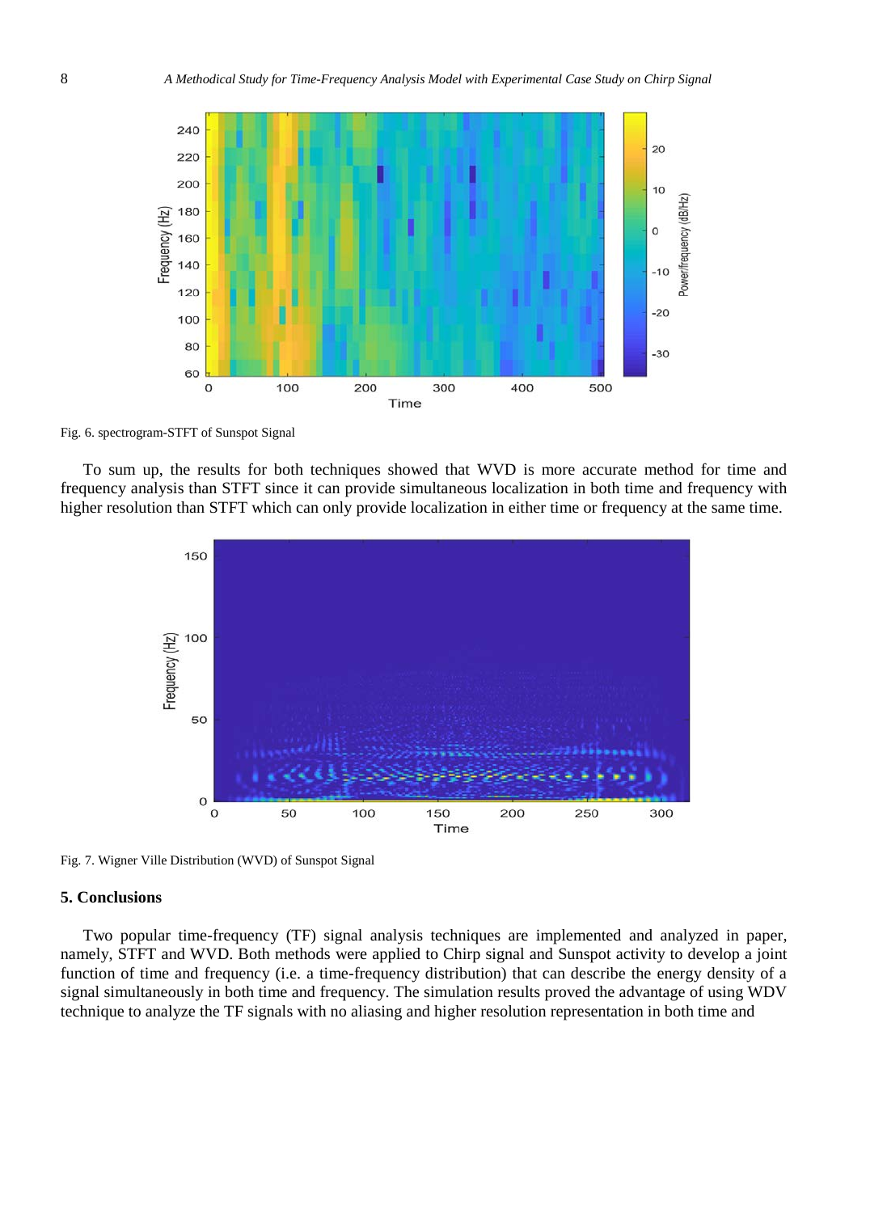Fig. 6. spectrogram-STFT of Sunspot Signal

To sum up, the results for both techniques showed that WVD is more accurate method for time and frequency analysis than STFT since it can provide simultaneous localization in both time and frequency with higher resolution than STFT which can only provide localization in either time or frequency at the same time.

Fig. 7. Wigner Ville Distribution (WVD) of Sunspot Signal

## 5. Conclusions

Two popular time-frequency (TF) signal analysis techniques are implemented and analyzed in paper, namely, STFT and WVD. Both methods were applied to Chirp signal and Sunspot activity to develop a joint function of time and frequency (i.e. a time-frequency distribution) that can describe the energy density of a signal simultaneously in both time and frequency. The simulation results proved the advantage of using WDV technique to analyze the TF signals with no aliasing and higher resolution representation in both time and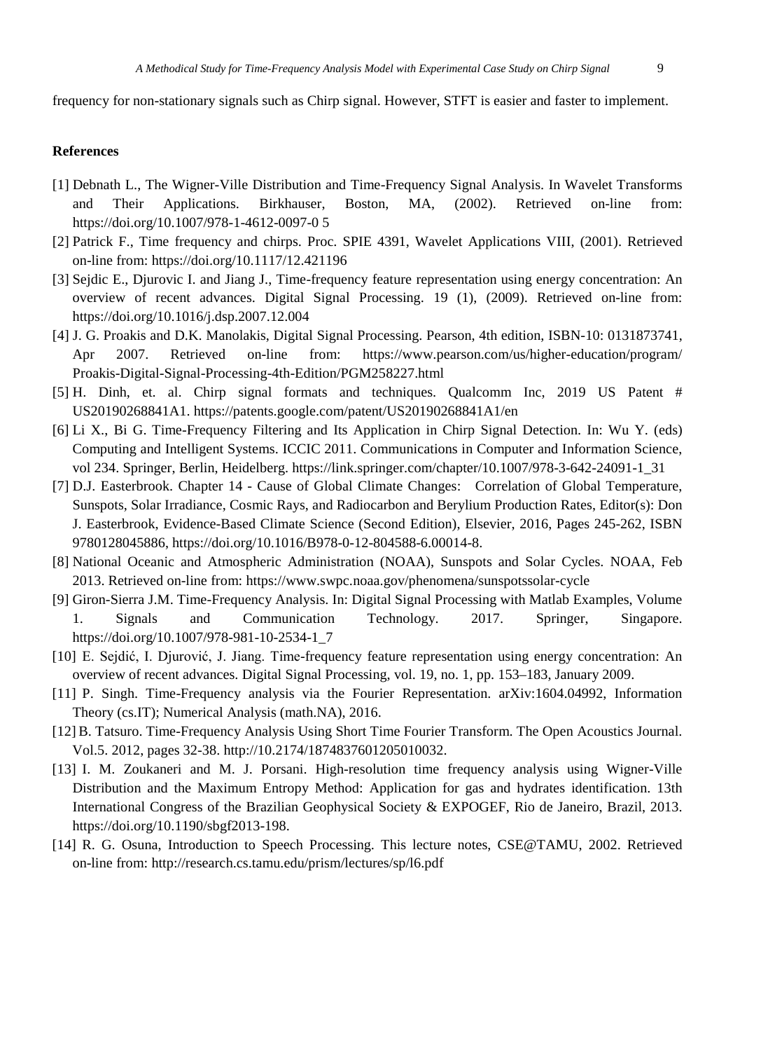frequency for non-stationary signals such as Chirp signal. However, STFT is easier and faster to implement.

## References

[1] Debnath L., The Wigner-Ville Distribution and Time-Frequency Signal Analysis. In Wavelet Transforms and Their Applications. Birkhauser, Boston, MA, (2002). Retrieved on-line from: https://doi.org/10.1007/978-1-4612-0097-0 5

[2] Patrick F., Time frequency and chirps. Proc. SPIE 4391, Wavelet Applications VIII, (2001). Retrieved on-line from: https://doi.org/10.1117/12.421196

[3] Sejdic E., Djurovic I. and Jiang J., Time-frequency feature representation using energy concentration: An overview of recent advances. Digital Signal Processing. 19 (1), (2009). Retrieved on-line from: https://doi.org/10.1016/j.dsp.2007.12.004

[4] J. G. Proakis and D.K. Manolakis, Digital Signal Processing. Pearson, 4th edition, ISBN-10: 0131873741, Apr 2007. Retrieved on-line from: https://www.pearson.com/us/higher-education/program/Proakis-Digital-Signal-Processing-4th-Edition/PGM258227.html

[5] H. Dinh, et. al. Chirp signal formats and techniques. Qualcomm Inc, 2019 US Patent # US20190268841A1. https://patents.google.com/patent/US20190268841A1/en

[6] Li X., Bi G. Time-Frequency Filtering and Its Application in Chirp Signal Detection. In: Wu Y. (eds) Computing and Intelligent Systems. ICCIC 2011. Communications in Computer and Information Science, vol 234. Springer, Berlin, Heidelberg. https://link.springer.com/chapter/10.1007/978-3-642-24091-1_31

[7] D.J. Easterbrook. Chapter 14 - Cause of Global Climate Changes: Correlation of Global Temperature, Sunspots, Solar Irradiance, Cosmic Rays, and Radiocarbon and Berylium Production Rates, Editor(s): Don J. Easterbrook, Evidence-Based Climate Science (Second Edition), Elsevier, 2016, Pages 245-262, ISBN 9780128045886, https://doi.org/10.1016/B978-0-12-804588-6.00014-8.

[8] National Oceanic and Atmospheric Administration (NOAA), Sunspots and Solar Cycles. NOAA, Feb 2013. Retrieved on-line from: https://www.swpc.noaa.gov/phenomena/sunspotssolar-cycle

[9] Giron-Sierra J.M. Time-Frequency Analysis. In: Digital Signal Processing with Matlab Examples, Volume 1. Signals and Communication Technology. 2017. Springer, Singapore. https://doi.org/10.1007/978-981-10-2534-1_7

[10] E. Sejdić, I. Djurović, J. Jiang. Time-frequency feature representation using energy concentration: An overview of recent advances. Digital Signal Processing, vol. 19, no. 1, pp. 153–183, January 2009.

[11] P. Singh. Time-Frequency analysis via the Fourier Representation. arXiv:1604.04992, Information Theory (cs.IT); Numerical Analysis (math.NA), 2016.

[12] B. Tatsuro. Time-Frequency Analysis Using Short Time Fourier Transform. The Open Acoustics Journal. Vol.5. 2012, pages 32-38. http://10.2174/1874837601205010032.

[13] I. M. Zoukaneri and M. J. Porsani. High-resolution time frequency analysis using Wigner-Ville Distribution and the Maximum Entropy Method: Application for gas and hydrates identification. 13th International Congress of the Brazilian Geophysical Society & EXPOGEF, Rio de Janeiro, Brazil, 2013. https://doi.org/10.1190/sbgf2013-198.

[14] R. G. Osuna, Introduction to Speech Processing. This lecture notes, CSE@TAMU, 2002. Retrieved on-line from: http://research.cs.tamu.edu/prism/lectures/sp/l6.pdf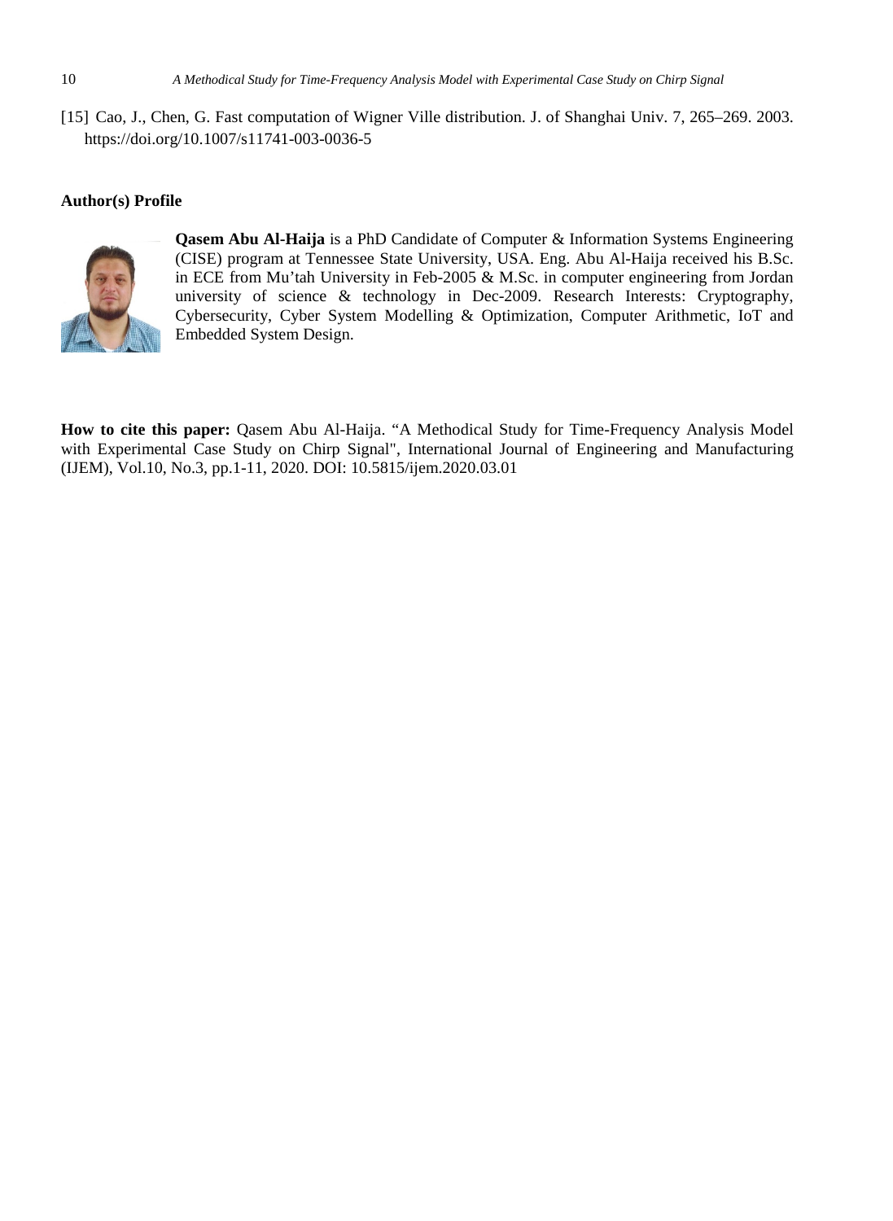[15] Cao, J., Chen, G. Fast computation of Wigner Ville distribution. J. of Shanghai Univ. 7, 265–269. 2003. https://doi.org/10.1007/s11741-003-0036-5

**Author(s) Profile**

**Qasem Abu Al-Haija** is a PhD Candidate of Computer & Information Systems Engineering (CISE) program at Tennessee State University, USA. Eng. Abu Al-Haija received his B.Sc. in ECE from Mu'tah University in Feb-2005 & M.Sc. in computer engineering from Jordan university of science & technology in Dec-2009. Research Interests: Cryptography, Cybersecurity, Cyber System Modelling & Optimization, Computer Arithmetic, IoT and Embedded System Design.

**How to cite this paper:** Qasem Abu Al-Haija. "A Methodical Study for Time-Frequency Analysis Model with Experimental Case Study on Chirp Signal", International Journal of Engineering and Manufacturing (IJEM), Vol.10, No.3, pp.1-11, 2020. DOI: 10.5815/ijem.2020.03.01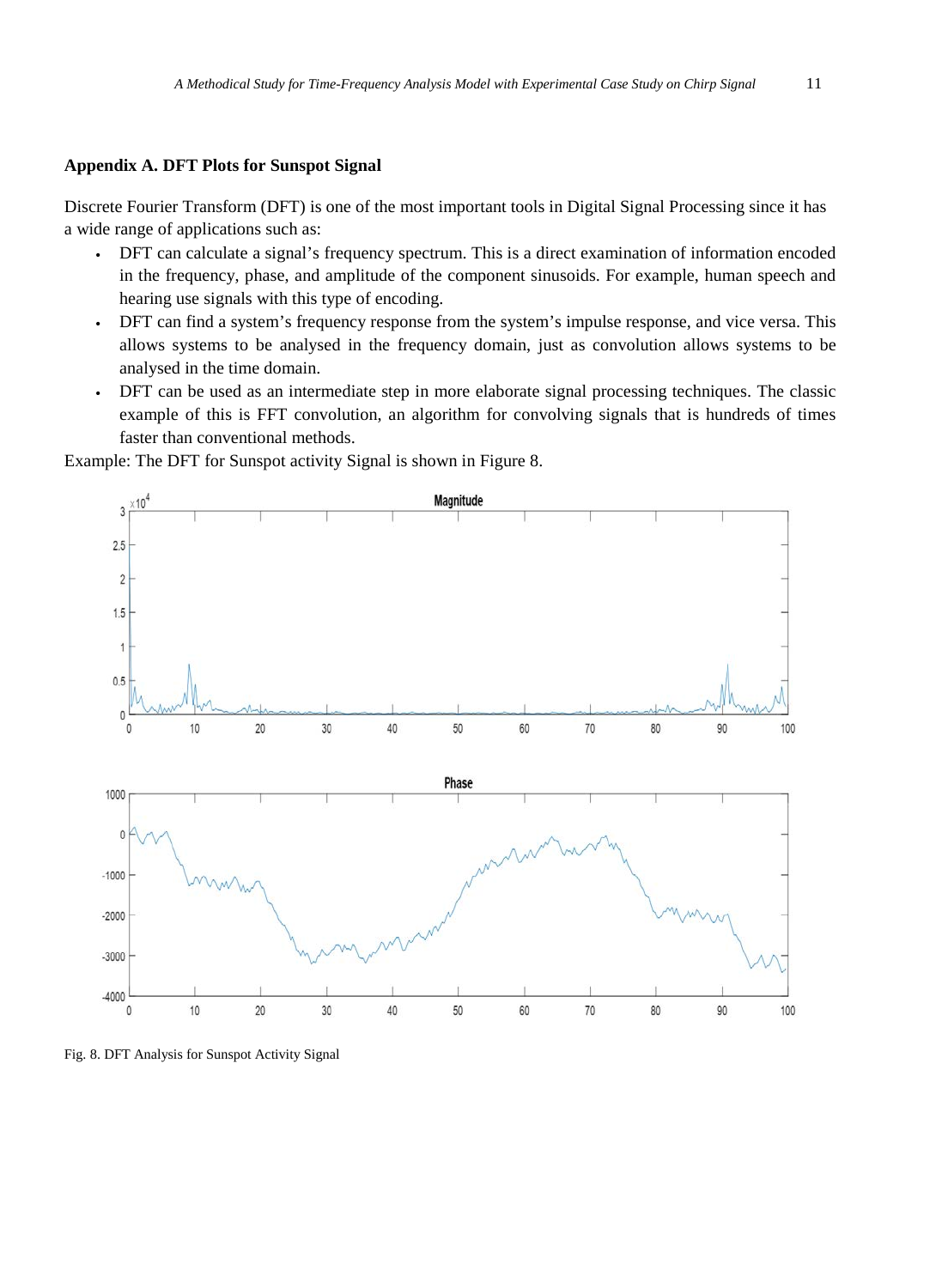### Appendix A. DFT Plots for Sunspot Signal

Discrete Fourier Transform (DFT) is one of the most important tools in Digital Signal Processing since it has a wide range of applications such as:

- DFT can calculate a signal's frequency spectrum. This is a direct examination of information encoded in the frequency, phase, and amplitude of the component sinusoids. For example, human speech and hearing use signals with this type of encoding.
- DFT can find a system's frequency response from the system's impulse response, and vice versa. This allows systems to be analysed in the frequency domain, just as convolution allows systems to be analysed in the time domain.
- DFT can be used as an intermediate step in more elaborate signal processing techniques. The classic example of this is FFT convolution, an algorithm for convolving signals that is hundreds of times faster than conventional methods.

Example: The DFT for Sunspot activity Signal is shown in Figure 8.

Magnitude

$\times 10^4$

3
2.5
2
1.5
1
0.5
0

0 10 20 30 40 50 60 70 80 90 100

Phase

1000
0
-1000
-2000
-3000
-4000

0 10 20 30 40 50 60 70 80 90 100

Fig. 8. DFT Analysis for Sunspot Activity Signal